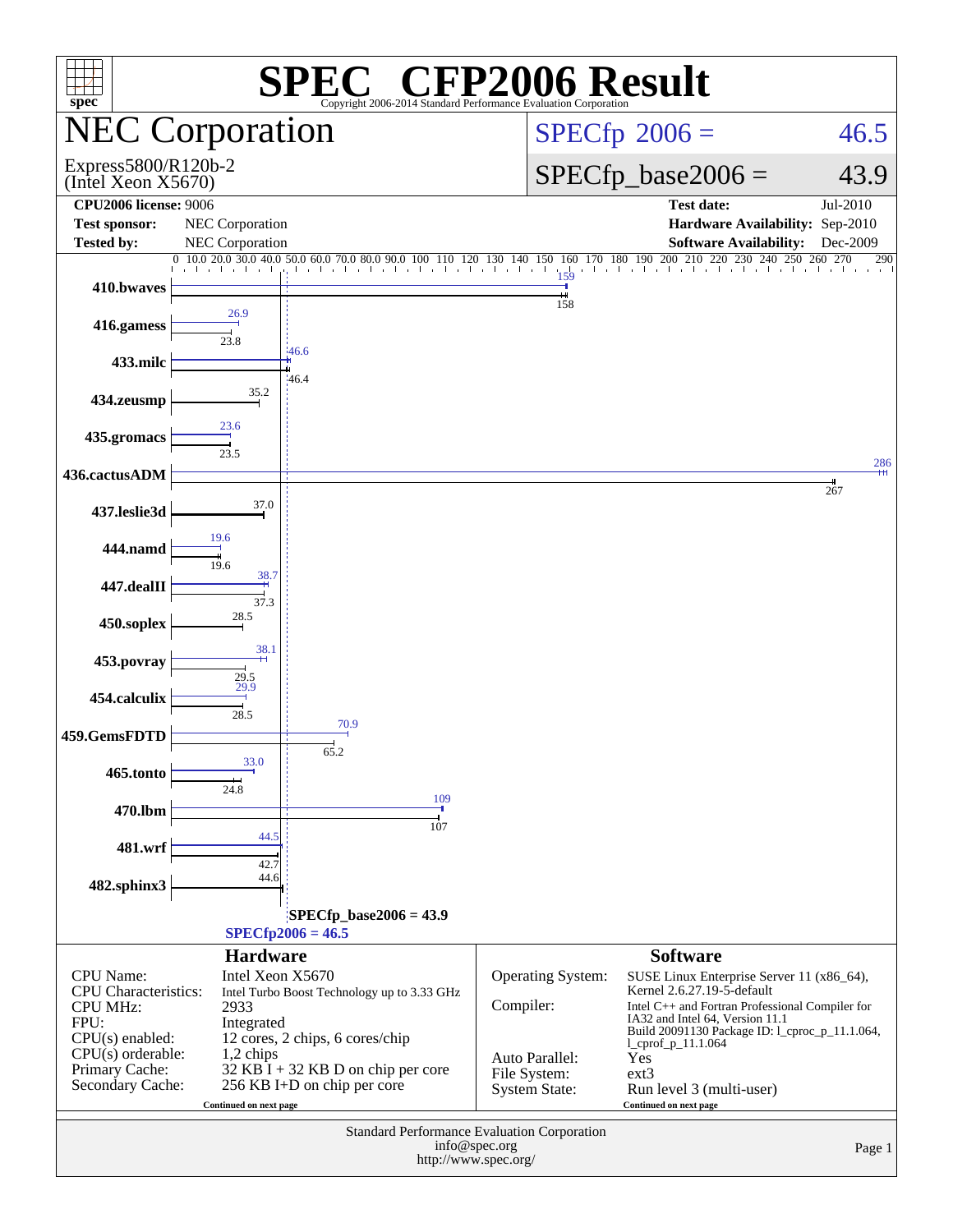# SPEC CFP2006 Result

Copyright 2006-2014 Standard Performance Evaluation Corporation

## NEC Corporation

Express5800/R120b-2
(Intel Xeon X5670)

SPECfp 2006 = 46.5

SPECfp_base2006 = 43.9

| | | | |
|---|---|---|---|
| **CPU2006 license:** 9006 | | **Test date:** | Jul-2010 |
| **Test sponsor:** | NEC Corporation | **Hardware Availability:** | Sep-2010 |
| **Tested by:** | NEC Corporation | **Software Availability:** | Dec-2009 |

| Benchmark | Peak | Base |
|---|---|---|
| 410.bwaves | 159 | 158 |
| 416.gamess | 26.9 | 23.8 |
| 433.milc | 46.6 | 46.4 |
| 434.zeusmp | | 35.2 |
| 435.gromacs | 23.6 | 23.5 |
| 436.cactusADM | 286 | 267 |
| 437.leslie3d | | 37.0 |
| 444.namd | 19.6 | 19.6 |
| 447.dealII | 38.7 | 37.3 |
| 450.soplex | | 28.5 |
| 453.povray | 38.1 | 29.5 |
| 454.calculix | 29.9 | 28.5 |
| 459.GemsFDTD | 70.9 | 65.2 |
| 465.tonto | 33.0 | 24.8 |
| 470.lbm | 109 | 107 |
| 481.wrf | 44.5 | 42.7 |
| 482.sphinx3 | | 44.6 |

SPECfp_base2006 = 43.9

SPECfp2006 = 46.5

### Hardware

| | |
|---|---|
| CPU Name: | Intel Xeon X5670 |
| CPU Characteristics: | Intel Turbo Boost Technology up to 3.33 GHz |
| CPU MHz: | 2933 |
| FPU: | Integrated |
| CPU(s) enabled: | 12 cores, 2 chips, 6 cores/chip |
| CPU(s) orderable: | 1,2 chips |
| Primary Cache: | 32 KB I + 32 KB D on chip per core |
| Secondary Cache: | 256 KB I+D on chip per core |

Continued on next page

### Software

| | |
|---|---|
| Operating System: | SUSE Linux Enterprise Server 11 (x86_64), Kernel 2.6.27.19-5-default |
| Compiler: | Intel C++ and Fortran Professional Compiler for IA32 and Intel 64, Version 11.1 Build 20091130 Package ID: l_cproc_p_11.1.064, l_cprof_p_11.1.064 |
| Auto Parallel: | Yes |
| File System: | ext3 |
| System State: | Run level 3 (multi-user) |

Continued on next page

Standard Performance Evaluation Corporation
info@spec.org
http://www.spec.org/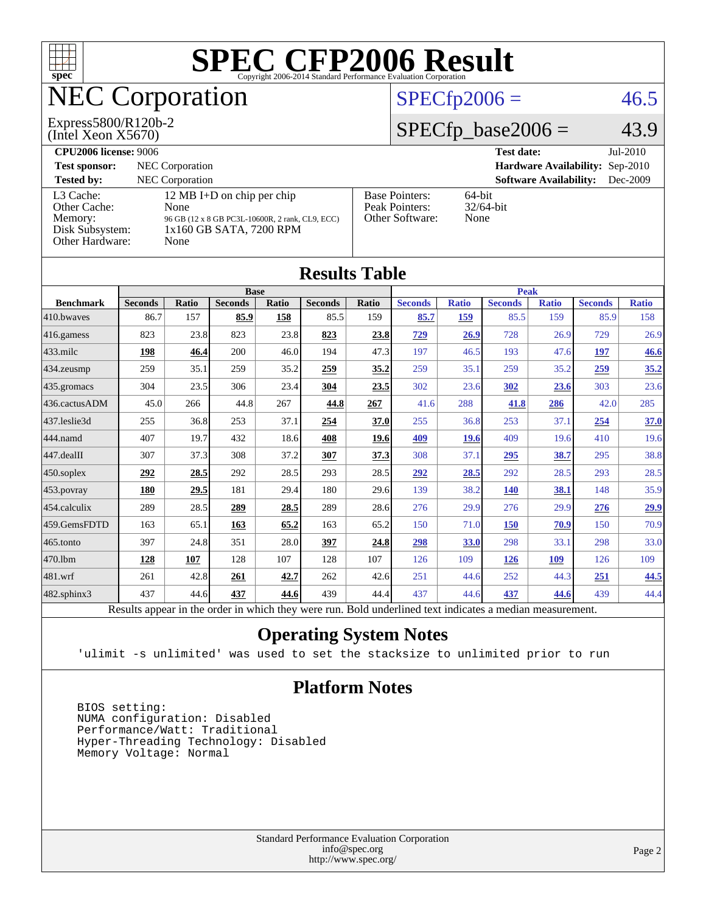# SPEC CFP2006 Result

Copyright 2006-2014 Standard Performance Evaluation Corporation

# NEC Corporation

Express5800/R120b-2
(Intel Xeon X5670)

SPECfp2006 = 46.5

SPECfp_base2006 = 43.9

**CPU2006 license:** 9006 **Test date:** Jul-2010

**Test sponsor:** NEC Corporation **Hardware Availability:** Sep-2010

**Tested by:** NEC Corporation **Software Availability:** Dec-2009

| | |
|---|---|
| L3 Cache: | 12 MB I+D on chip per chip |
| Other Cache: | None |
| Memory: | 96 GB (12 x 8 GB PC3L-10600R, 2 rank, CL9, ECC) |
| Disk Subsystem: | 1x160 GB SATA, 7200 RPM |
| Other Hardware: | None |

| | |
|---|---|
| Base Pointers: | 64-bit |
| Peak Pointers: | 32/64-bit |
| Other Software: | None |

## Results Table

| | Base | | | | | | Peak | | | | | |
|---|---|---|---|---|---|---|---|---|---|---|---|---|
| **Benchmark** | **Seconds** | **Ratio** | **Seconds** | **Ratio** | **Seconds** | **Ratio** | **Seconds** | **Ratio** | **Seconds** | **Ratio** | **Seconds** | **Ratio** |
| 410.bwaves | 86.7 | 157 | **85.9** | **158** | 85.5 | 159 | **85.7** | **159** | 85.5 | 159 | 85.9 | 158 |
| 416.gamess | 823 | 23.8 | 823 | 23.8 | **823** | **23.8** | **729** | **26.9** | 728 | 26.9 | 729 | 26.9 |
| 433.milc | **198** | **46.4** | 200 | 46.0 | 194 | 47.3 | 197 | 46.5 | 193 | 47.6 | **197** | **46.6** |
| 434.zeusmp | 259 | 35.1 | 259 | 35.2 | **259** | **35.2** | 259 | 35.1 | 259 | 35.2 | **259** | **35.2** |
| 435.gromacs | 304 | 23.5 | 306 | 23.4 | **304** | **23.5** | 302 | 23.6 | **302** | **23.6** | 303 | 23.6 |
| 436.cactusADM | 45.0 | 266 | 44.8 | 267 | **44.8** | **267** | 41.6 | 288 | **41.8** | **286** | 42.0 | 285 |
| 437.leslie3d | 255 | 36.8 | 253 | 37.1 | **254** | **37.0** | 255 | 36.8 | 253 | 37.1 | **254** | **37.0** |
| 444.namd | 407 | 19.7 | 432 | 18.6 | **408** | **19.6** | **409** | **19.6** | 409 | 19.6 | 410 | 19.6 |
| 447.dealII | 307 | 37.3 | 308 | 37.2 | **307** | **37.3** | 308 | 37.1 | **295** | **38.7** | 295 | 38.8 |
| 450.soplex | **292** | **28.5** | 292 | 28.5 | 293 | 28.5 | **292** | **28.5** | 292 | 28.5 | 293 | 28.5 |
| 453.povray | **180** | **29.5** | 181 | 29.4 | 180 | 29.6 | 139 | 38.2 | **140** | **38.1** | 148 | 35.9 |
| 454.calculix | 289 | 28.5 | **289** | **28.5** | 289 | 28.6 | 276 | 29.9 | 276 | 29.9 | **276** | **29.9** |
| 459.GemsFDTD | 163 | 65.1 | **163** | **65.2** | 163 | 65.2 | 150 | 71.0 | **150** | **70.9** | 150 | 70.9 |
| 465.tonto | 397 | 24.8 | 351 | 28.0 | **397** | **24.8** | **298** | **33.0** | 298 | 33.1 | 298 | 33.0 |
| 470.lbm | **128** | **107** | 128 | 107 | 128 | 107 | 126 | 109 | **126** | **109** | 126 | 109 |
| 481.wrf | 261 | 42.8 | **261** | **42.7** | 262 | 42.6 | 251 | 44.6 | 252 | 44.3 | **251** | **44.5** |
| 482.sphinx3 | 437 | 44.6 | **437** | **44.6** | 439 | 44.4 | 437 | 44.6 | **437** | **44.6** | 439 | 44.4 |

Results appear in the order in which they were run. Bold underlined text indicates a median measurement.

## Operating System Notes

```
'ulimit -s unlimited' was used to set the stacksize to unlimited prior to run
```

## Platform Notes

```
BIOS setting:
NUMA configuration: Disabled
Performance/Watt: Traditional
Hyper-Threading Technology: Disabled
Memory Voltage: Normal
```

Standard Performance Evaluation Corporation
info@spec.org
http://www.spec.org/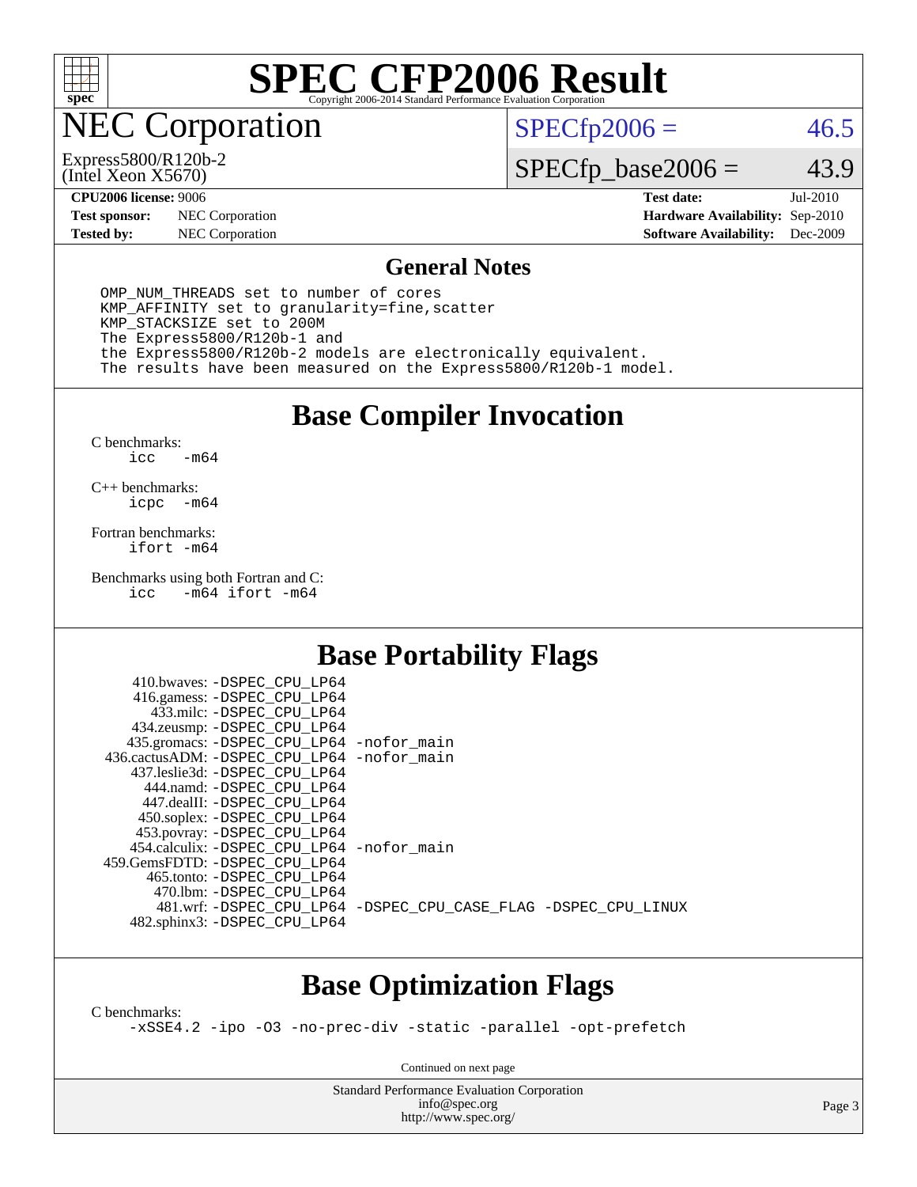# SPEC CFP2006 Result

Copyright 2006-2014 Standard Performance Evaluation Corporation

## NEC Corporation

Express5800/R120b-2
(Intel Xeon X5670)

SPECfp2006 = 46.5

SPECfp_base2006 = 43.9

| | | | |
|---|---|---|---|
| **CPU2006 license:** 9006 | | **Test date:** | Jul-2010 |
| **Test sponsor:** | NEC Corporation | **Hardware Availability:** | Sep-2010 |
| **Tested by:** | NEC Corporation | **Software Availability:** | Dec-2009 |

## General Notes

```
OMP_NUM_THREADS set to number of cores
KMP_AFFINITY set to granularity=fine,scatter
KMP_STACKSIZE set to 200M
The Express5800/R120b-1 and
the Express5800/R120b-2 models are electronically equivalent.
The results have been measured on the Express5800/R120b-1 model.
```

## Base Compiler Invocation

C benchmarks:
```
icc   -m64
```

C++ benchmarks:
```
icpc  -m64
```

Fortran benchmarks:
```
ifort -m64
```

Benchmarks using both Fortran and C:
```
icc   -m64 ifort -m64
```

## Base Portability Flags

```
     410.bwaves: -DSPEC_CPU_LP64
     416.gamess: -DSPEC_CPU_LP64
       433.milc: -DSPEC_CPU_LP64
     434.zeusmp: -DSPEC_CPU_LP64
    435.gromacs: -DSPEC_CPU_LP64 -nofor_main
 436.cactusADM: -DSPEC_CPU_LP64 -nofor_main
    437.leslie3d: -DSPEC_CPU_LP64
       444.namd: -DSPEC_CPU_LP64
      447.dealII: -DSPEC_CPU_LP64
     450.soplex: -DSPEC_CPU_LP64
     453.povray: -DSPEC_CPU_LP64
   454.calculix: -DSPEC_CPU_LP64 -nofor_main
  459.GemsFDTD: -DSPEC_CPU_LP64
      465.tonto: -DSPEC_CPU_LP64
        470.lbm: -DSPEC_CPU_LP64
        481.wrf: -DSPEC_CPU_LP64 -DSPEC_CPU_CASE_FLAG -DSPEC_CPU_LINUX
    482.sphinx3: -DSPEC_CPU_LP64
```

## Base Optimization Flags

C benchmarks:
```
-xSSE4.2 -ipo -O3 -no-prec-div -static -parallel -opt-prefetch
```

Continued on next page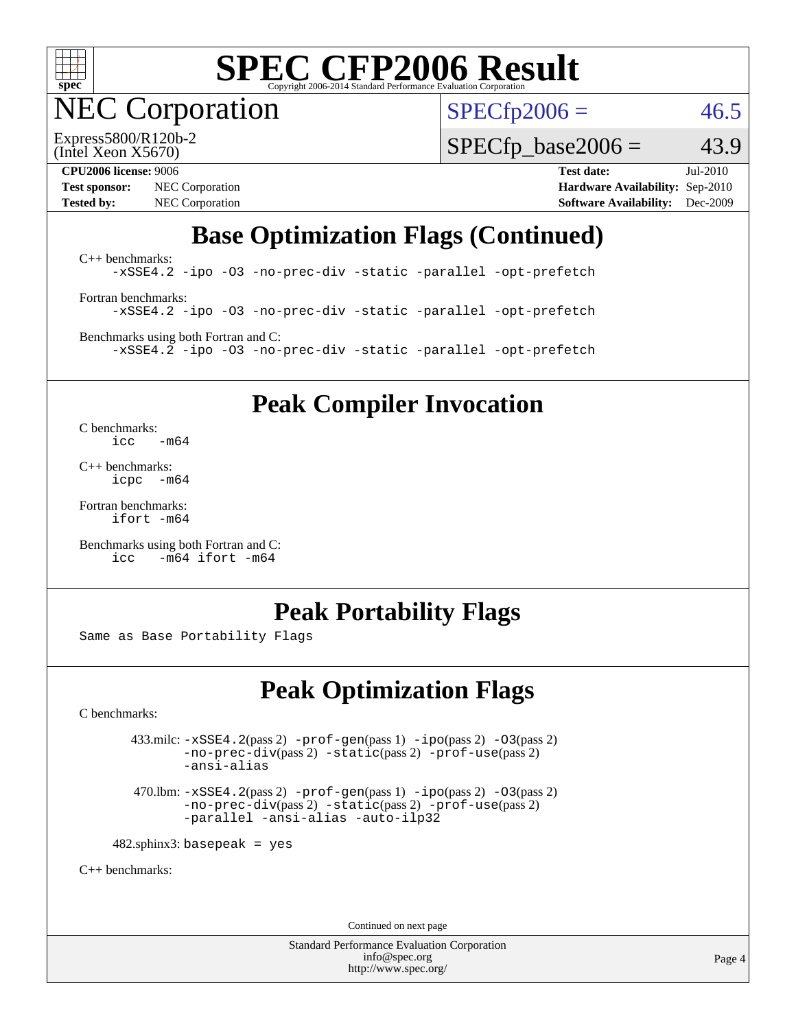# SPEC CFP2006 Result

Copyright 2006-2014 Standard Performance Evaluation Corporation

## NEC Corporation

Express5800/R120b-2
(Intel Xeon X5670)

SPECfp2006 = 46.5

SPECfp_base2006 = 43.9

**CPU2006 license:** 9006
**Test sponsor:** NEC Corporation
**Tested by:** NEC Corporation

**Test date:** Jul-2010
**Hardware Availability:** Sep-2010
**Software Availability:** Dec-2009

## Base Optimization Flags (Continued)

C++ benchmarks:
```
-xSSE4.2 -ipo -O3 -no-prec-div -static -parallel -opt-prefetch
```

Fortran benchmarks:
```
-xSSE4.2 -ipo -O3 -no-prec-div -static -parallel -opt-prefetch
```

Benchmarks using both Fortran and C:
```
-xSSE4.2 -ipo -O3 -no-prec-div -static -parallel -opt-prefetch
```

## Peak Compiler Invocation

C benchmarks:
```
icc   -m64
```

C++ benchmarks:
```
icpc  -m64
```

Fortran benchmarks:
```
ifort -m64
```

Benchmarks using both Fortran and C:
```
icc   -m64 ifort -m64
```

## Peak Portability Flags

Same as Base Portability Flags

## Peak Optimization Flags

C benchmarks:

433.milc: -xSSE4.2(pass 2) -prof-gen(pass 1) -ipo(pass 2) -O3(pass 2) -no-prec-div(pass 2) -static(pass 2) -prof-use(pass 2) -ansi-alias

470.lbm: -xSSE4.2(pass 2) -prof-gen(pass 1) -ipo(pass 2) -O3(pass 2) -no-prec-div(pass 2) -static(pass 2) -prof-use(pass 2) -parallel -ansi-alias -auto-ilp32

482.sphinx3: basepeak = yes

C++ benchmarks:

Continued on next page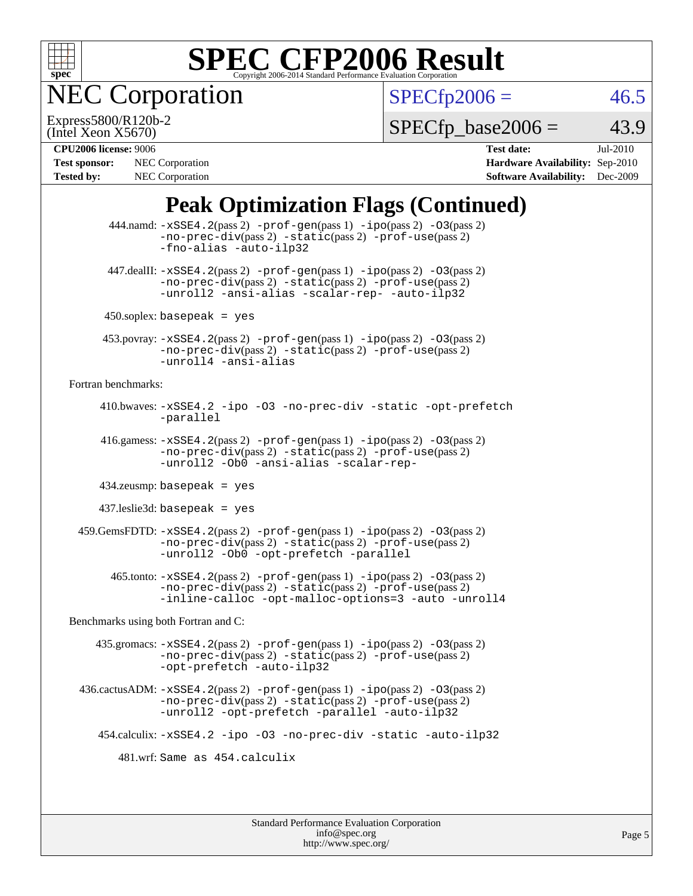# SPEC CFP2006 Result

Copyright 2006-2014 Standard Performance Evaluation Corporation

## NEC Corporation

Express5800/R120b-2
(Intel Xeon X5670)

SPECfp2006 = 46.5

SPECfp_base2006 = 43.9

| **CPU2006 license:** 9006 | **Test date:** Jul-2010 |
|---|---|
| **Test sponsor:** NEC Corporation | **Hardware Availability:** Sep-2010 |
| **Tested by:** NEC Corporation | **Software Availability:** Dec-2009 |

## Peak Optimization Flags (Continued)

444.namd: `-xSSE4.2`(pass 2) `-prof-gen`(pass 1) `-ipo`(pass 2) `-O3`(pass 2) `-no-prec-div`(pass 2) `-static`(pass 2) `-prof-use`(pass 2) `-fno-alias` `-auto-ilp32`

447.dealII: `-xSSE4.2`(pass 2) `-prof-gen`(pass 1) `-ipo`(pass 2) `-O3`(pass 2) `-no-prec-div`(pass 2) `-static`(pass 2) `-prof-use`(pass 2) `-unroll2` `-ansi-alias` `-scalar-rep-` `-auto-ilp32`

450.soplex: `basepeak = yes`

453.povray: `-xSSE4.2`(pass 2) `-prof-gen`(pass 1) `-ipo`(pass 2) `-O3`(pass 2) `-no-prec-div`(pass 2) `-static`(pass 2) `-prof-use`(pass 2) `-unroll4` `-ansi-alias`

Fortran benchmarks:

410.bwaves: `-xSSE4.2` `-ipo` `-O3` `-no-prec-div` `-static` `-opt-prefetch` `-parallel`

416.gamess: `-xSSE4.2`(pass 2) `-prof-gen`(pass 1) `-ipo`(pass 2) `-O3`(pass 2) `-no-prec-div`(pass 2) `-static`(pass 2) `-prof-use`(pass 2) `-unroll2` `-Ob0` `-ansi-alias` `-scalar-rep-`

434.zeusmp: `basepeak = yes`

437.leslie3d: `basepeak = yes`

459.GemsFDTD: `-xSSE4.2`(pass 2) `-prof-gen`(pass 1) `-ipo`(pass 2) `-O3`(pass 2) `-no-prec-div`(pass 2) `-static`(pass 2) `-prof-use`(pass 2) `-unroll2` `-Ob0` `-opt-prefetch` `-parallel`

465.tonto: `-xSSE4.2`(pass 2) `-prof-gen`(pass 1) `-ipo`(pass 2) `-O3`(pass 2) `-no-prec-div`(pass 2) `-static`(pass 2) `-prof-use`(pass 2) `-inline-calloc` `-opt-malloc-options=3` `-auto` `-unroll4`

Benchmarks using both Fortran and C:

435.gromacs: `-xSSE4.2`(pass 2) `-prof-gen`(pass 1) `-ipo`(pass 2) `-O3`(pass 2) `-no-prec-div`(pass 2) `-static`(pass 2) `-prof-use`(pass 2) `-opt-prefetch` `-auto-ilp32`

436.cactusADM: `-xSSE4.2`(pass 2) `-prof-gen`(pass 1) `-ipo`(pass 2) `-O3`(pass 2) `-no-prec-div`(pass 2) `-static`(pass 2) `-prof-use`(pass 2) `-unroll2` `-opt-prefetch` `-parallel` `-auto-ilp32`

454.calculix: `-xSSE4.2` `-ipo` `-O3` `-no-prec-div` `-static` `-auto-ilp32`

481.wrf: `Same as 454.calculix`

Standard Performance Evaluation Corporation
info@spec.org
http://www.spec.org/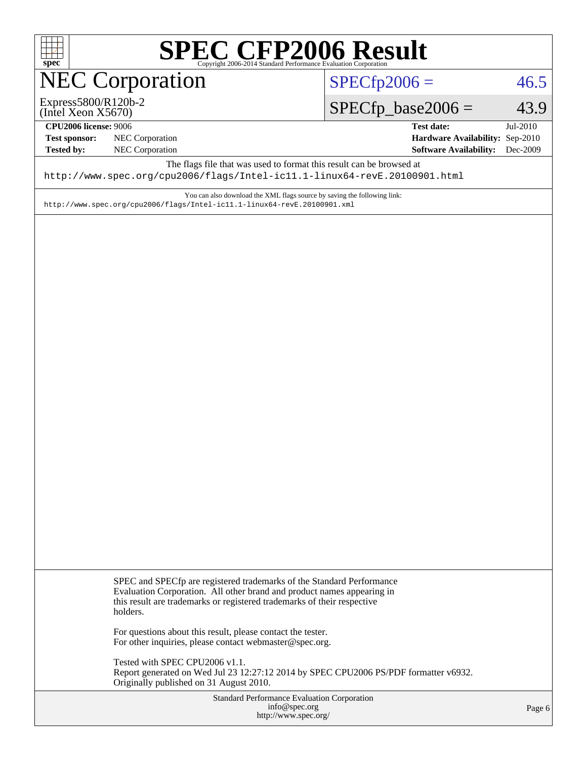# SPEC CFP2006 Result

Copyright 2006-2014 Standard Performance Evaluation Corporation

## NEC Corporation

Express5800/R120b-2
(Intel Xeon X5670)

SPECfp2006 = 46.5

SPECfp_base2006 = 43.9

| | | | |
|---|---|---|---|
| **CPU2006 license:** 9006 | | **Test date:** | Jul-2010 |
| **Test sponsor:** | NEC Corporation | **Hardware Availability:** | Sep-2010 |
| **Tested by:** | NEC Corporation | **Software Availability:** | Dec-2009 |

The flags file that was used to format this result can be browsed at
http://www.spec.org/cpu2006/flags/Intel-ic11.1-linux64-revE.20100901.html

You can also download the XML flags source by saving the following link:
http://www.spec.org/cpu2006/flags/Intel-ic11.1-linux64-revE.20100901.xml

SPEC and SPECfp are registered trademarks of the Standard Performance Evaluation Corporation. All other brand and product names appearing in this result are trademarks or registered trademarks of their respective holders.

For questions about this result, please contact the tester.
For other inquiries, please contact webmaster@spec.org.

Tested with SPEC CPU2006 v1.1.
Report generated on Wed Jul 23 12:27:12 2014 by SPEC CPU2006 PS/PDF formatter v6932.
Originally published on 31 August 2010.

Standard Performance Evaluation Corporation
info@spec.org
http://www.spec.org/